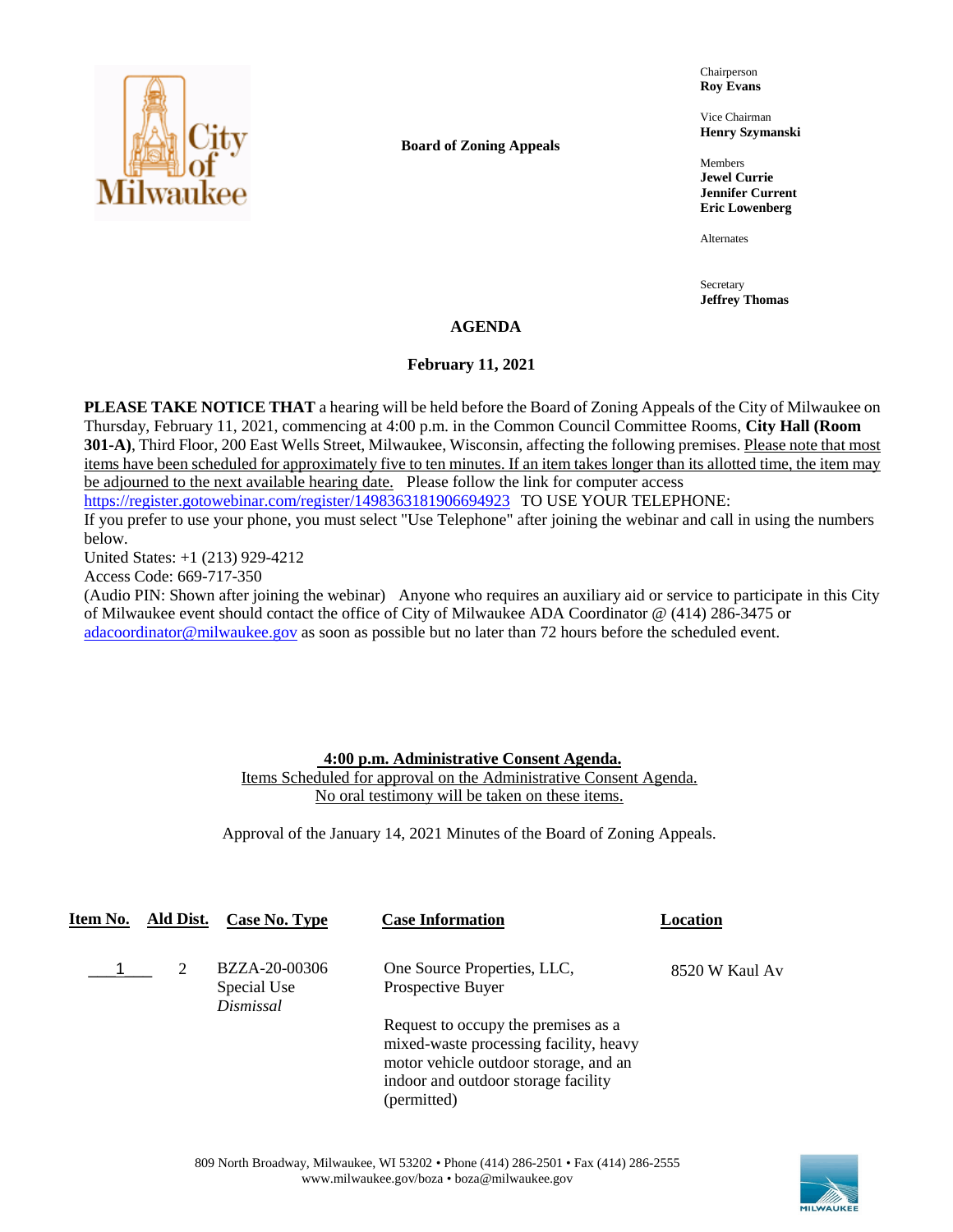**Board of Zoning Appeals**

Chairperson
**Roy Evans**

Vice Chairman
**Henry Szymanski**

Members
**Jewel Currie**
**Jennifer Current**
**Eric Lowenberg**

Alternates

Secretary
**Jeffrey Thomas**

# AGENDA

## February 11, 2021

**PLEASE TAKE NOTICE THAT** a hearing will be held before the Board of Zoning Appeals of the City of Milwaukee on Thursday, February 11, 2021, commencing at 4:00 p.m. in the Common Council Committee Rooms, **City Hall (Room 301-A)**, Third Floor, 200 East Wells Street, Milwaukee, Wisconsin, affecting the following premises. Please note that most items have been scheduled for approximately five to ten minutes. If an item takes longer than its allotted time, the item may be adjourned to the next available hearing date. Please follow the link for computer access https://register.gotowebinar.com/register/1498363181906694923 TO USE YOUR TELEPHONE:
If you prefer to use your phone, you must select "Use Telephone" after joining the webinar and call in using the numbers below.
United States: +1 (213) 929-4212
Access Code: 669-717-350
(Audio PIN: Shown after joining the webinar) Anyone who requires an auxiliary aid or service to participate in this City of Milwaukee event should contact the office of City of Milwaukee ADA Coordinator @ (414) 286-3475 or adacoordinator@milwaukee.gov as soon as possible but no later than 72 hours before the scheduled event.

**4:00 p.m. Administrative Consent Agenda.**
Items Scheduled for approval on the Administrative Consent Agenda.
No oral testimony will be taken on these items.

Approval of the January 14, 2021 Minutes of the Board of Zoning Appeals.

| Item No. | Ald Dist. | Case No. Type | Case Information | Location |
|---|---|---|---|---|
| 1 | 2 | BZZA-20-00306<br>Special Use<br>*Dismissal* | One Source Properties, LLC, Prospective Buyer<br><br>Request to occupy the premises as a mixed-waste processing facility, heavy motor vehicle outdoor storage, and an indoor and outdoor storage facility (permitted) | 8520 W Kaul Av |

809 North Broadway, Milwaukee, WI 53202 • Phone (414) 286-2501 • Fax (414) 286-2555
www.milwaukee.gov/boza • boza@milwaukee.gov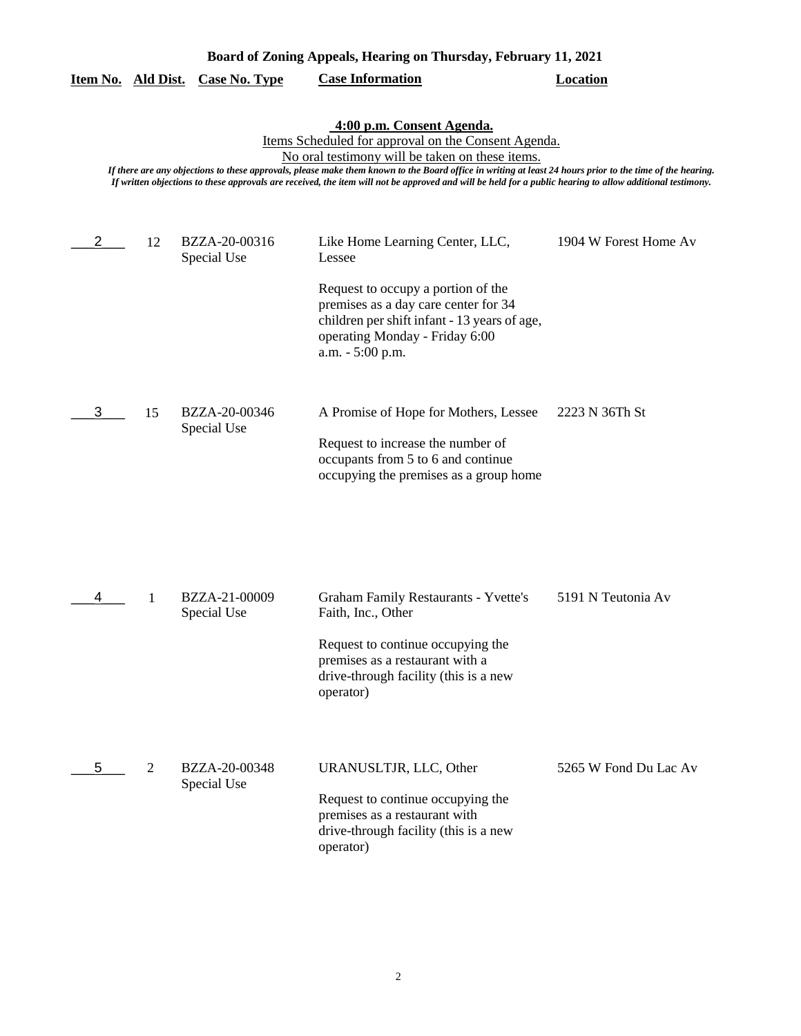**Board of Zoning Appeals, Hearing on Thursday, February 11, 2021**

| Item No. | Ald Dist. | Case No. Type | Case Information | Location |
|---|---|---|---|---|

**4:00 p.m. Consent Agenda.**

Items Scheduled for approval on the Consent Agenda.

No oral testimony will be taken on these items.

*If there are any objections to these approvals, please make them known to the Board office in writing at least 24 hours prior to the time of the hearing. If written objections to these approvals are received, the item will not be approved and will be held for a public hearing to allow additional testimony.*

| Item No. | Ald Dist. | Case No. Type | Case Information | Location |
|---|---|---|---|---|
| 2 | 12 | BZZA-20-00316 Special Use | Like Home Learning Center, LLC, Lessee<br><br>Request to occupy a portion of the premises as a day care center for 34 children per shift infant - 13 years of age, operating Monday - Friday 6:00 a.m. - 5:00 p.m. | 1904 W Forest Home Av |
| 3 | 15 | BZZA-20-00346 Special Use | A Promise of Hope for Mothers, Lessee<br><br>Request to increase the number of occupants from 5 to 6 and continue occupying the premises as a group home | 2223 N 36Th St |
| 4 | 1 | BZZA-21-00009 Special Use | Graham Family Restaurants - Yvette's Faith, Inc., Other<br><br>Request to continue occupying the premises as a restaurant with a drive-through facility (this is a new operator) | 5191 N Teutonia Av |
| 5 | 2 | BZZA-20-00348 Special Use | URANUSLTJR, LLC, Other<br><br>Request to continue occupying the premises as a restaurant with drive-through facility (this is a new operator) | 5265 W Fond Du Lac Av |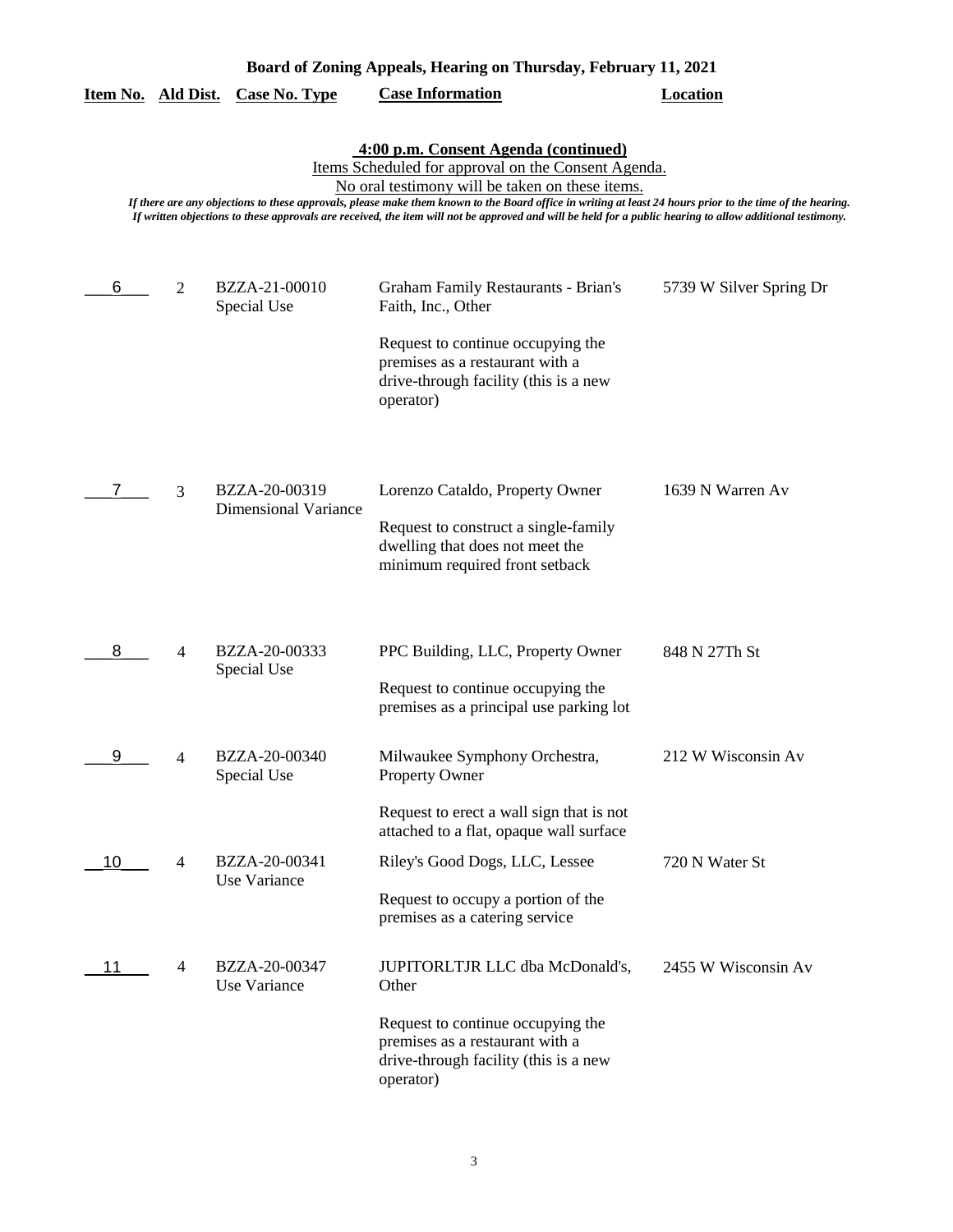**Board of Zoning Appeals, Hearing on Thursday, February 11, 2021**

**4:00 p.m. Consent Agenda (continued)**

Items Scheduled for approval on the Consent Agenda.

No oral testimony will be taken on these items.

*If there are any objections to these approvals, please make them known to the Board office in writing at least 24 hours prior to the time of the hearing. If written objections to these approvals are received, the item will not be approved and will be held for a public hearing to allow additional testimony.*

| Item No. | Ald Dist. | Case No. Type | Case Information | Location |
|---|---|---|---|---|
| 6 | 2 | BZZA-21-00010 Special Use | Graham Family Restaurants - Brian's Faith, Inc., Other<br><br>Request to continue occupying the premises as a restaurant with a drive-through facility (this is a new operator) | 5739 W Silver Spring Dr |
| 7 | 3 | BZZA-20-00319 Dimensional Variance | Lorenzo Cataldo, Property Owner<br><br>Request to construct a single-family dwelling that does not meet the minimum required front setback | 1639 N Warren Av |
| 8 | 4 | BZZA-20-00333 Special Use | PPC Building, LLC, Property Owner<br><br>Request to continue occupying the premises as a principal use parking lot | 848 N 27Th St |
| 9 | 4 | BZZA-20-00340 Special Use | Milwaukee Symphony Orchestra, Property Owner<br><br>Request to erect a wall sign that is not attached to a flat, opaque wall surface | 212 W Wisconsin Av |
| 10 | 4 | BZZA-20-00341 Use Variance | Riley's Good Dogs, LLC, Lessee<br><br>Request to occupy a portion of the premises as a catering service | 720 N Water St |
| 11 | 4 | BZZA-20-00347 Use Variance | JUPITORLTJR LLC dba McDonald's, Other<br><br>Request to continue occupying the premises as a restaurant with a drive-through facility (this is a new operator) | 2455 W Wisconsin Av |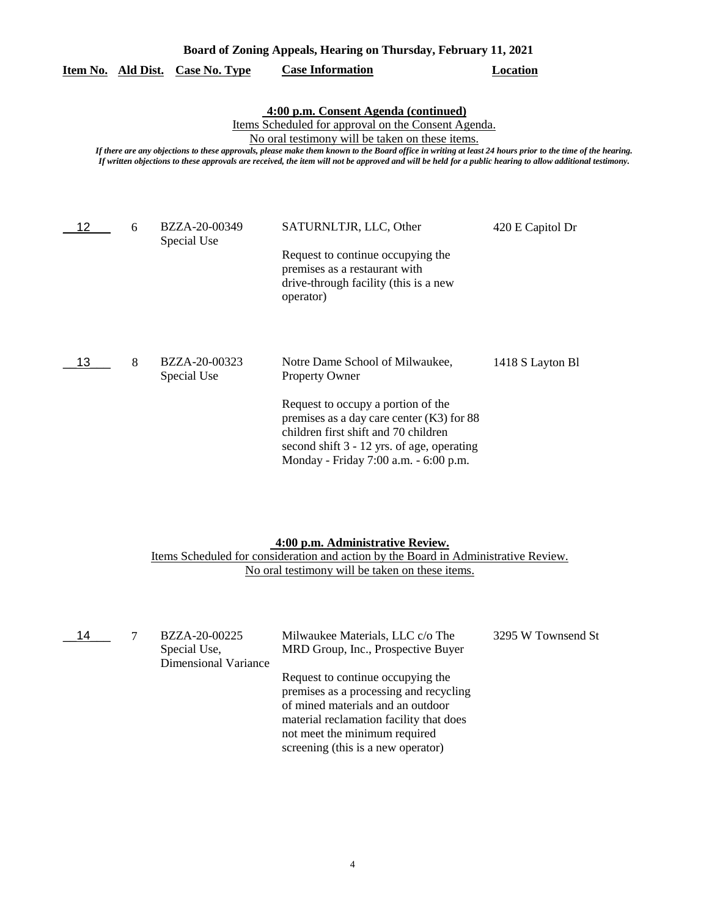**Board of Zoning Appeals, Hearing on Thursday, February 11, 2021**

| Item No. | Ald Dist. | Case No. Type | Case Information | Location |
|---|---|---|---|---|

**4:00 p.m. Consent Agenda (continued)**

Items Scheduled for approval on the Consent Agenda.

No oral testimony will be taken on these items.

*If there are any objections to these approvals, please make them known to the Board office in writing at least 24 hours prior to the time of the hearing. If written objections to these approvals are received, the item will not be approved and will be held for a public hearing to allow additional testimony.*

| Item No. | Ald Dist. | Case No. Type | Case Information | Location |
|---|---|---|---|---|
| 12 | 6 | BZZA-20-00349 Special Use | SATURNLTJR, LLC, Other<br><br>Request to continue occupying the premises as a restaurant with drive-through facility (this is a new operator) | 420 E Capitol Dr |
| 13 | 8 | BZZA-20-00323 Special Use | Notre Dame School of Milwaukee, Property Owner<br><br>Request to occupy a portion of the premises as a day care center (K3) for 88 children first shift and 70 children second shift 3 - 12 yrs. of age, operating Monday - Friday 7:00 a.m. - 6:00 p.m. | 1418 S Layton Bl |

**4:00 p.m. Administrative Review.**

Items Scheduled for consideration and action by the Board in Administrative Review.

No oral testimony will be taken on these items.

| Item No. | Ald Dist. | Case No. Type | Case Information | Location |
|---|---|---|---|---|
| 14 | 7 | BZZA-20-00225 Special Use, Dimensional Variance | Milwaukee Materials, LLC c/o The MRD Group, Inc., Prospective Buyer<br><br>Request to continue occupying the premises as a processing and recycling of mined materials and an outdoor material reclamation facility that does not meet the minimum required screening (this is a new operator) | 3295 W Townsend St |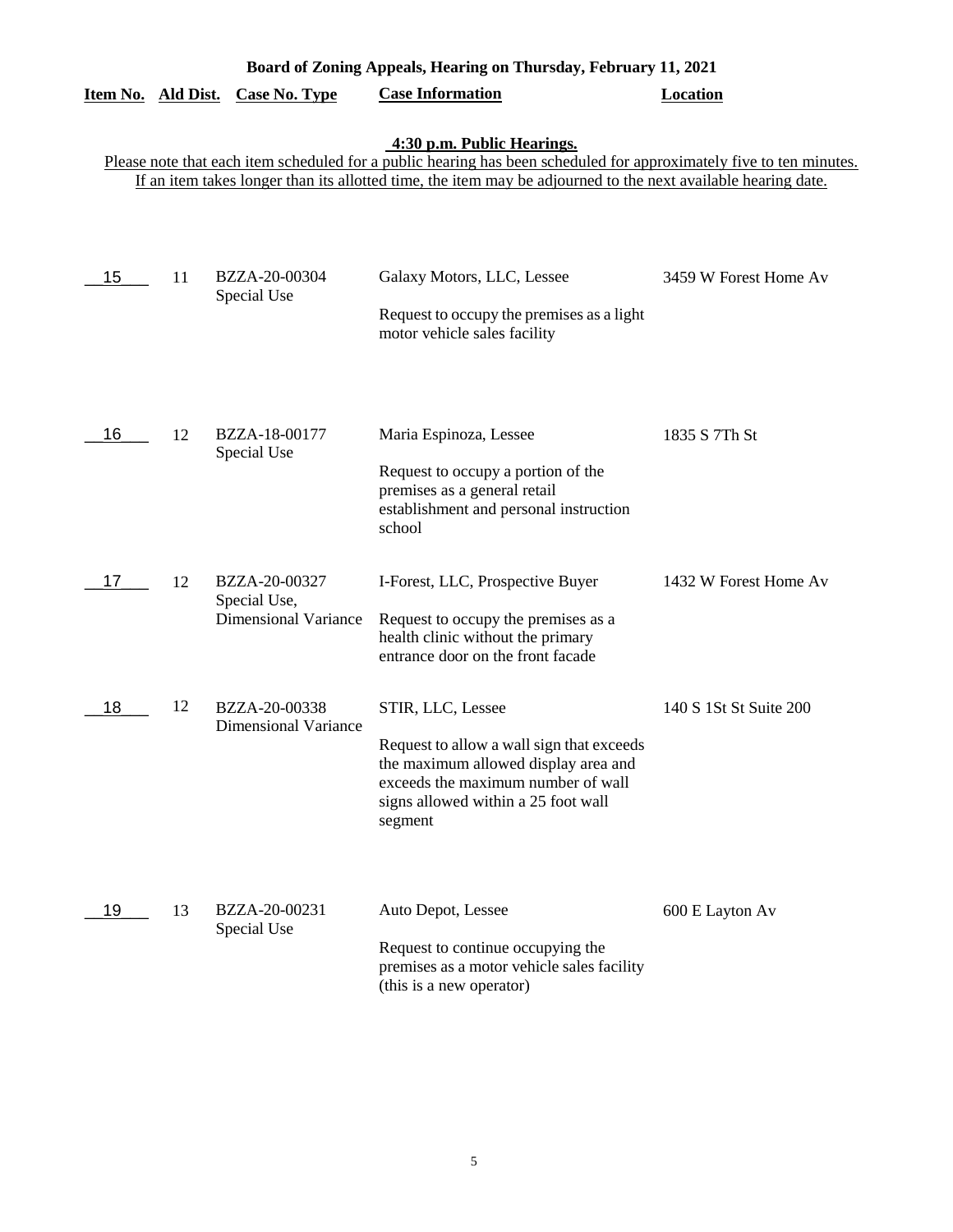**Board of Zoning Appeals, Hearing on Thursday, February 11, 2021**

**4:30 p.m. Public Hearings.**

Please note that each item scheduled for a public hearing has been scheduled for approximately five to ten minutes. If an item takes longer than its allotted time, the item may be adjourned to the next available hearing date.

| Item No. | Ald Dist. | Case No. Type | Case Information | Location |
|---|---|---|---|---|
| 15 | 11 | BZZA-20-00304<br>Special Use | Galaxy Motors, LLC, Lessee<br><br>Request to occupy the premises as a light motor vehicle sales facility | 3459 W Forest Home Av |
| 16 | 12 | BZZA-18-00177<br>Special Use | Maria Espinoza, Lessee<br><br>Request to occupy a portion of the premises as a general retail establishment and personal instruction school | 1835 S 7Th St |
| 17 | 12 | BZZA-20-00327<br>Special Use,<br>Dimensional Variance | I-Forest, LLC, Prospective Buyer<br><br>Request to occupy the premises as a health clinic without the primary entrance door on the front facade | 1432 W Forest Home Av |
| 18 | 12 | BZZA-20-00338<br>Dimensional Variance | STIR, LLC, Lessee<br><br>Request to allow a wall sign that exceeds the maximum allowed display area and exceeds the maximum number of wall signs allowed within a 25 foot wall segment | 140 S 1St St Suite 200 |
| 19 | 13 | BZZA-20-00231<br>Special Use | Auto Depot, Lessee<br><br>Request to continue occupying the premises as a motor vehicle sales facility (this is a new operator) | 600 E Layton Av |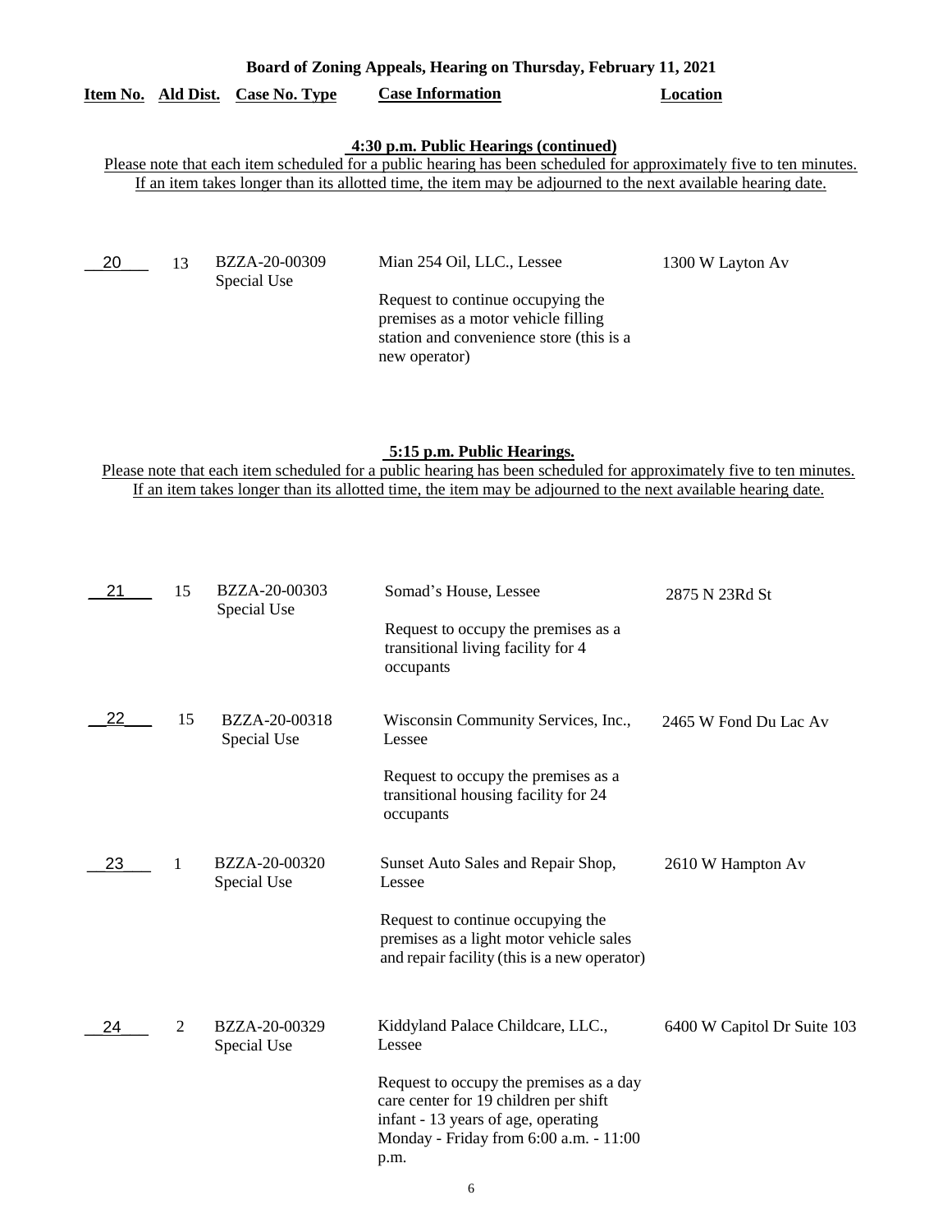**Board of Zoning Appeals, Hearing on Thursday, February 11, 2021**

**4:30 p.m. Public Hearings (continued)**

Please note that each item scheduled for a public hearing has been scheduled for approximately five to ten minutes. If an item takes longer than its allotted time, the item may be adjourned to the next available hearing date.

| Item No. | Ald Dist. | Case No. Type | Case Information | Location |
|---|---|---|---|---|
| 20 | 13 | BZZA-20-00309 Special Use | Mian 254 Oil, LLC., Lessee<br><br>Request to continue occupying the premises as a motor vehicle filling station and convenience store (this is a new operator) | 1300 W Layton Av |

**5:15 p.m. Public Hearings.**

Please note that each item scheduled for a public hearing has been scheduled for approximately five to ten minutes. If an item takes longer than its allotted time, the item may be adjourned to the next available hearing date.

| Item No. | Ald Dist. | Case No. Type | Case Information | Location |
|---|---|---|---|---|
| 21 | 15 | BZZA-20-00303 Special Use | Somad's House, Lessee<br><br>Request to occupy the premises as a transitional living facility for 4 occupants | 2875 N 23Rd St |
| 22 | 15 | BZZA-20-00318 Special Use | Wisconsin Community Services, Inc., Lessee<br><br>Request to occupy the premises as a transitional housing facility for 24 occupants | 2465 W Fond Du Lac Av |
| 23 | 1 | BZZA-20-00320 Special Use | Sunset Auto Sales and Repair Shop, Lessee<br><br>Request to continue occupying the premises as a light motor vehicle sales and repair facility (this is a new operator) | 2610 W Hampton Av |
| 24 | 2 | BZZA-20-00329 Special Use | Kiddyland Palace Childcare, LLC., Lessee<br><br>Request to occupy the premises as a day care center for 19 children per shift infant - 13 years of age, operating Monday - Friday from 6:00 a.m. - 11:00 p.m. | 6400 W Capitol Dr Suite 103 |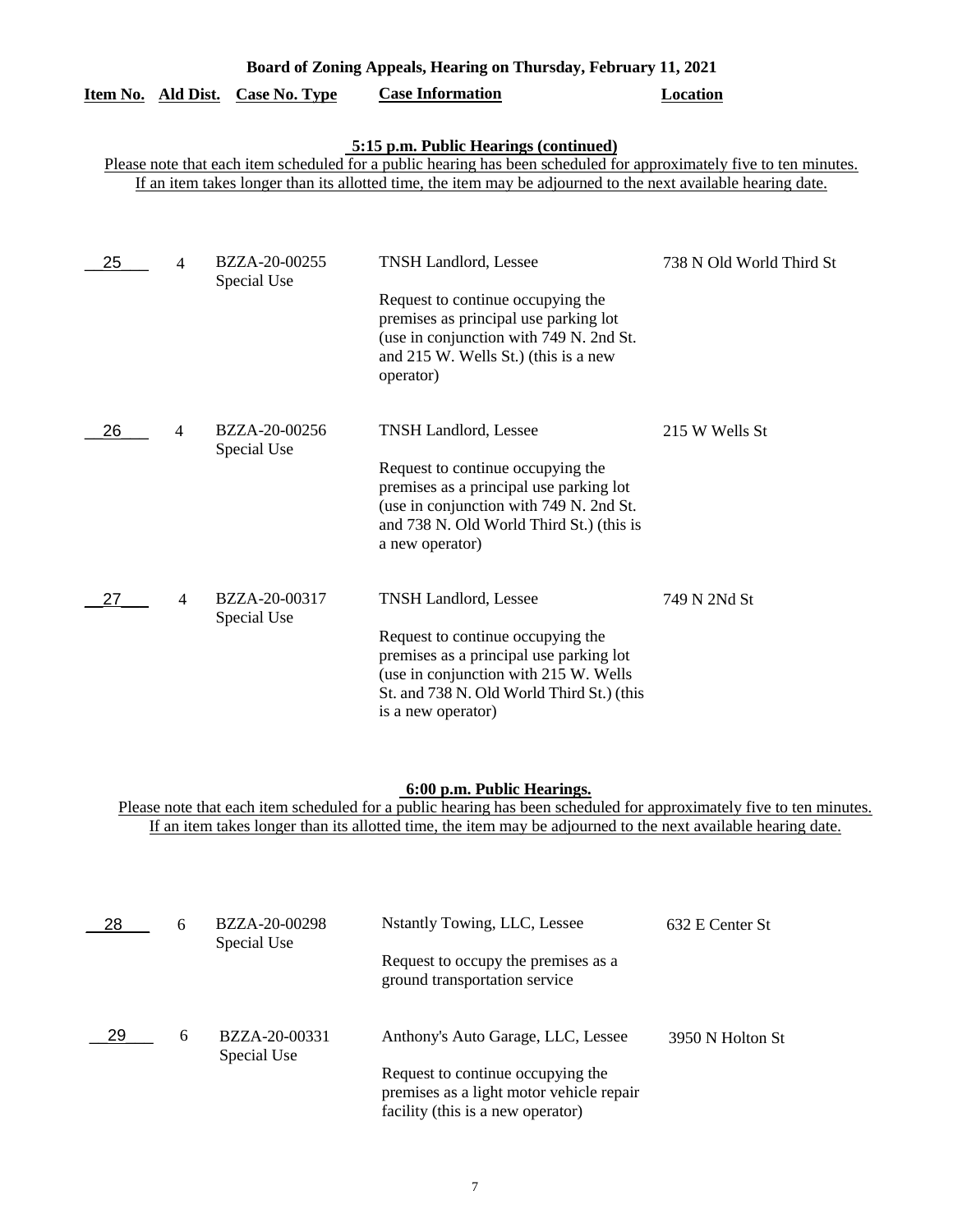**Board of Zoning Appeals, Hearing on Thursday, February 11, 2021**

**5:15 p.m. Public Hearings (continued)**

Please note that each item scheduled for a public hearing has been scheduled for approximately five to ten minutes. If an item takes longer than its allotted time, the item may be adjourned to the next available hearing date.

| Item No. | Ald Dist. | Case No. Type | Case Information | Location |
|---|---|---|---|---|
| 25 | 4 | BZZA-20-00255 Special Use | TNSH Landlord, Lessee<br><br>Request to continue occupying the premises as principal use parking lot (use in conjunction with 749 N. 2nd St. and 215 W. Wells St.) (this is a new operator) | 738 N Old World Third St |
| 26 | 4 | BZZA-20-00256 Special Use | TNSH Landlord, Lessee<br><br>Request to continue occupying the premises as a principal use parking lot (use in conjunction with 749 N. 2nd St. and 738 N. Old World Third St.) (this is a new operator) | 215 W Wells St |
| 27 | 4 | BZZA-20-00317 Special Use | TNSH Landlord, Lessee<br><br>Request to continue occupying the premises as a principal use parking lot (use in conjunction with 215 W. Wells St. and 738 N. Old World Third St.) (this is a new operator) | 749 N 2Nd St |

**6:00 p.m. Public Hearings.**

Please note that each item scheduled for a public hearing has been scheduled for approximately five to ten minutes. If an item takes longer than its allotted time, the item may be adjourned to the next available hearing date.

| Item No. | Ald Dist. | Case No. Type | Case Information | Location |
|---|---|---|---|---|
| 28 | 6 | BZZA-20-00298 Special Use | Nstantly Towing, LLC, Lessee<br><br>Request to occupy the premises as a ground transportation service | 632 E Center St |
| 29 | 6 | BZZA-20-00331 Special Use | Anthony's Auto Garage, LLC, Lessee<br><br>Request to continue occupying the premises as a light motor vehicle repair facility (this is a new operator) | 3950 N Holton St |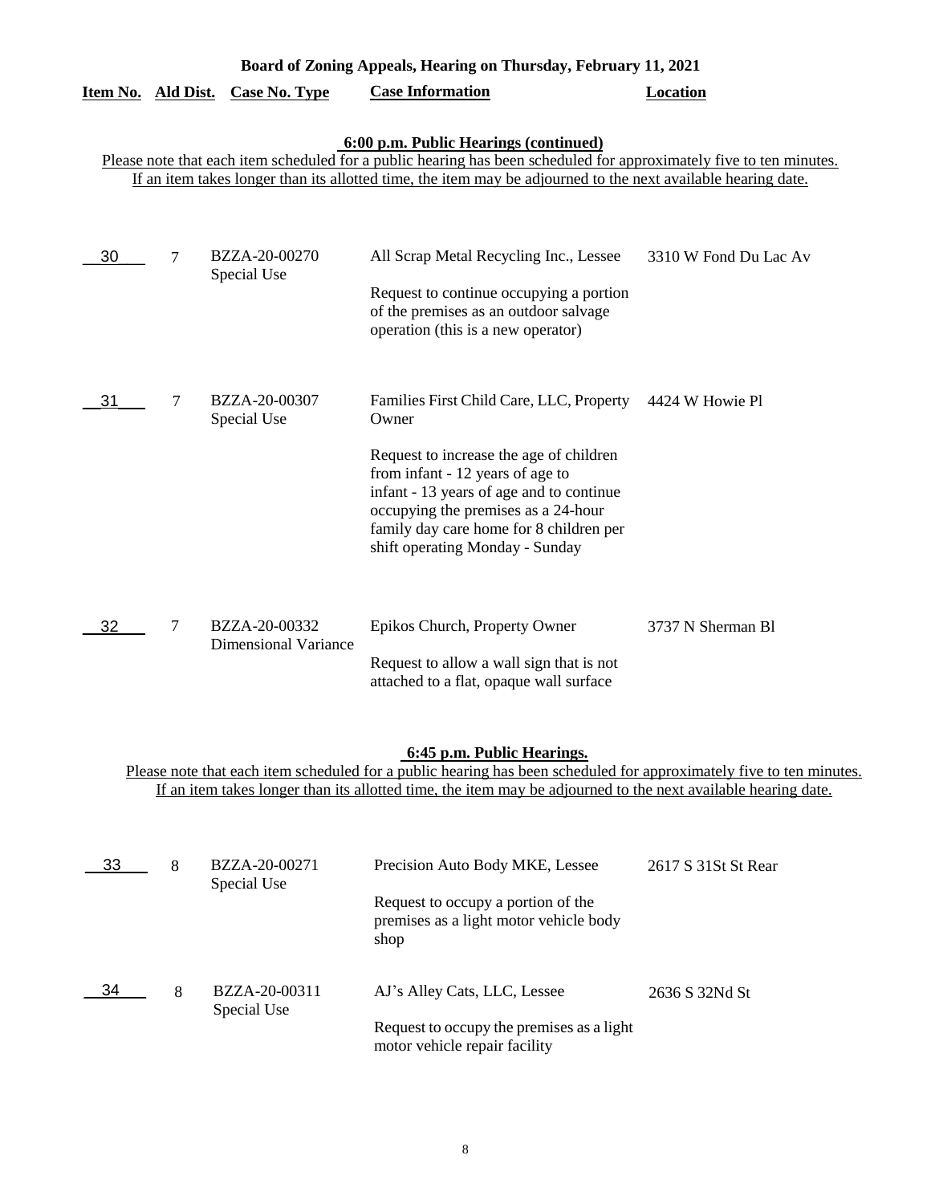**Board of Zoning Appeals, Hearing on Thursday, February 11, 2021**

| Item No. | Ald Dist. | Case No. Type | Case Information | Location |
|---|---|---|---|---|

**6:00 p.m. Public Hearings (continued)**

Please note that each item scheduled for a public hearing has been scheduled for approximately five to ten minutes. If an item takes longer than its allotted time, the item may be adjourned to the next available hearing date.

| Item No. | Ald Dist. | Case No. Type | Case Information | Location |
|---|---|---|---|---|
| 30 | 7 | BZZA-20-00270 Special Use | All Scrap Metal Recycling Inc., Lessee<br><br>Request to continue occupying a portion of the premises as an outdoor salvage operation (this is a new operator) | 3310 W Fond Du Lac Av |
| 31 | 7 | BZZA-20-00307 Special Use | Families First Child Care, LLC, Property Owner<br><br>Request to increase the age of children from infant - 12 years of age to infant - 13 years of age and to continue occupying the premises as a 24-hour family day care home for 8 children per shift operating Monday - Sunday | 4424 W Howie Pl |
| 32 | 7 | BZZA-20-00332 Dimensional Variance | Epikos Church, Property Owner<br><br>Request to allow a wall sign that is not attached to a flat, opaque wall surface | 3737 N Sherman Bl |

**6:45 p.m. Public Hearings.**

Please note that each item scheduled for a public hearing has been scheduled for approximately five to ten minutes. If an item takes longer than its allotted time, the item may be adjourned to the next available hearing date.

| Item No. | Ald Dist. | Case No. Type | Case Information | Location |
|---|---|---|---|---|
| 33 | 8 | BZZA-20-00271 Special Use | Precision Auto Body MKE, Lessee<br><br>Request to occupy a portion of the premises as a light motor vehicle body shop | 2617 S 31St St Rear |
| 34 | 8 | BZZA-20-00311 Special Use | AJ's Alley Cats, LLC, Lessee<br><br>Request to occupy the premises as a light motor vehicle repair facility | 2636 S 32Nd St |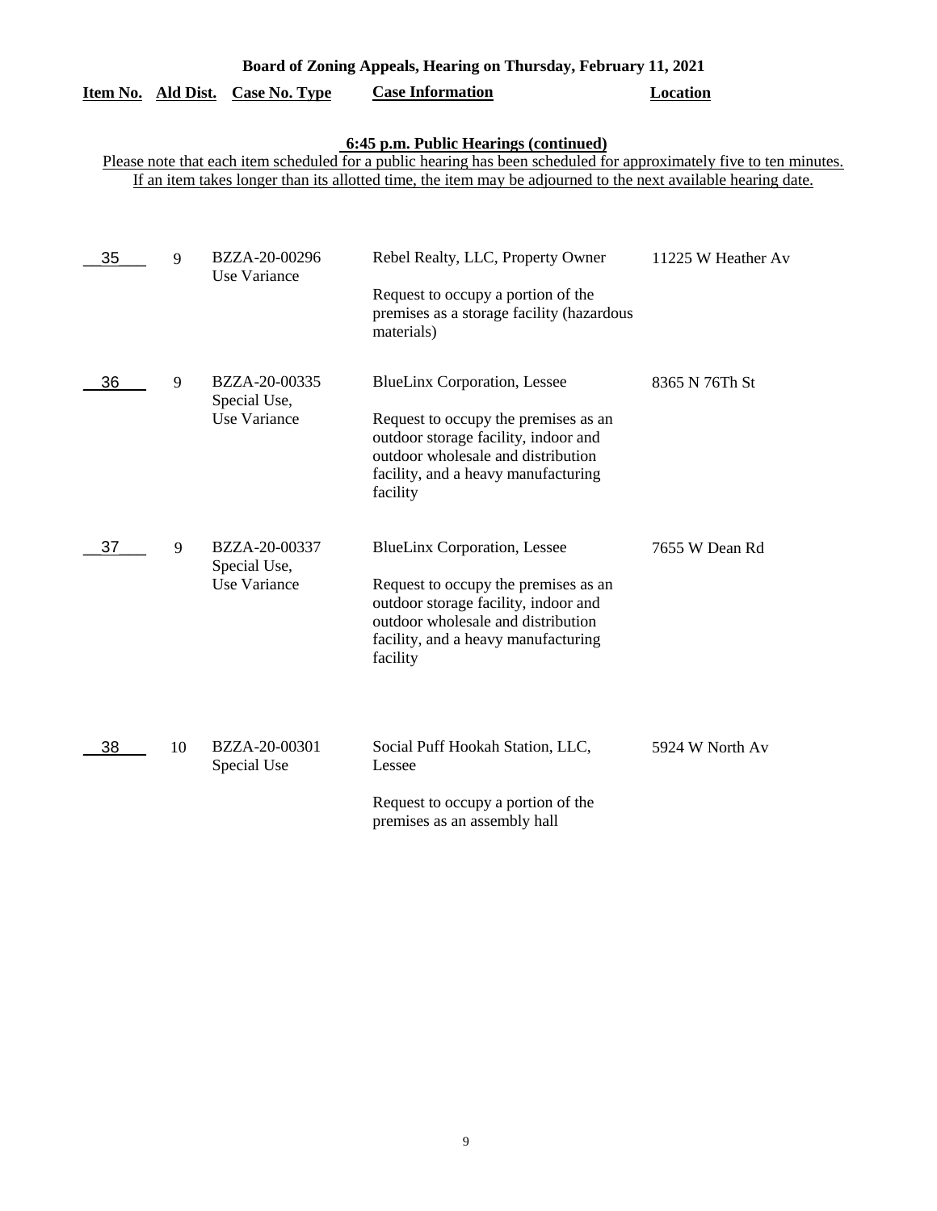## Board of Zoning Appeals, Hearing on Thursday, February 11, 2021

**6:45 p.m. Public Hearings (continued)**

Please note that each item scheduled for a public hearing has been scheduled for approximately five to ten minutes. If an item takes longer than its allotted time, the item may be adjourned to the next available hearing date.

| Item No. | Ald Dist. | Case No. Type | Case Information | Location |
|---|---|---|---|---|
| 35 | 9 | BZZA-20-00296 Use Variance | Rebel Realty, LLC, Property Owner<br><br>Request to occupy a portion of the premises as a storage facility (hazardous materials) | 11225 W Heather Av |
| 36 | 9 | BZZA-20-00335 Special Use, Use Variance | BlueLinx Corporation, Lessee<br><br>Request to occupy the premises as an outdoor storage facility, indoor and outdoor wholesale and distribution facility, and a heavy manufacturing facility | 8365 N 76Th St |
| 37 | 9 | BZZA-20-00337 Special Use, Use Variance | BlueLinx Corporation, Lessee<br><br>Request to occupy the premises as an outdoor storage facility, indoor and outdoor wholesale and distribution facility, and a heavy manufacturing facility | 7655 W Dean Rd |
| 38 | 10 | BZZA-20-00301 Special Use | Social Puff Hookah Station, LLC, Lessee<br><br>Request to occupy a portion of the premises as an assembly hall | 5924 W North Av |